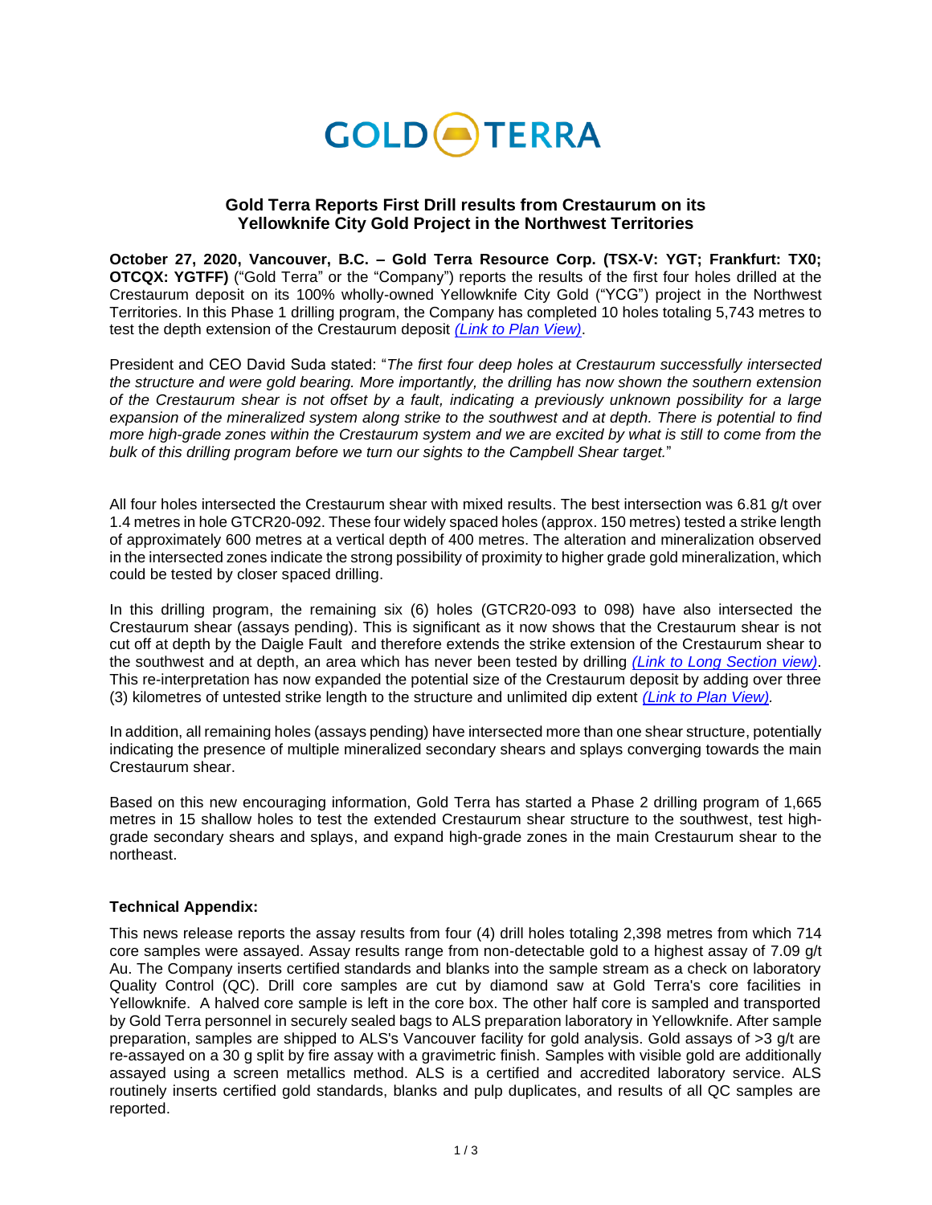GOLD TERRA

## Gold Terra Reports First Drill results from Crestaurum on its Yellowknife City Gold Project in the Northwest Territories

**October 27, 2020, Vancouver, B.C. – Gold Terra Resource Corp. (TSX-V: YGT; Frankfurt: TX0; OTCQX: YGTFF)** ("Gold Terra" or the "Company") reports the results of the first four holes drilled at the Crestaurum deposit on its 100% wholly-owned Yellowknife City Gold ("YCG") project in the Northwest Territories. In this Phase 1 drilling program, the Company has completed 10 holes totaling 5,743 metres to test the depth extension of the Crestaurum deposit *(Link to Plan View)*.

President and CEO David Suda stated: "*The first four deep holes at Crestaurum successfully intersected the structure and were gold bearing. More importantly, the drilling has now shown the southern extension of the Crestaurum shear is not offset by a fault, indicating a previously unknown possibility for a large expansion of the mineralized system along strike to the southwest and at depth. There is potential to find more high-grade zones within the Crestaurum system and we are excited by what is still to come from the bulk of this drilling program before we turn our sights to the Campbell Shear target.*"

All four holes intersected the Crestaurum shear with mixed results. The best intersection was 6.81 g/t over 1.4 metres in hole GTCR20-092. These four widely spaced holes (approx. 150 metres) tested a strike length of approximately 600 metres at a vertical depth of 400 metres. The alteration and mineralization observed in the intersected zones indicate the strong possibility of proximity to higher grade gold mineralization, which could be tested by closer spaced drilling.

In this drilling program, the remaining six (6) holes (GTCR20-093 to 098) have also intersected the Crestaurum shear (assays pending). This is significant as it now shows that the Crestaurum shear is not cut off at depth by the Daigle Fault and therefore extends the strike extension of the Crestaurum shear to the southwest and at depth, an area which has never been tested by drilling *(Link to Long Section view)*. This re-interpretation has now expanded the potential size of the Crestaurum deposit by adding over three (3) kilometres of untested strike length to the structure and unlimited dip extent *(Link to Plan View)*.

In addition, all remaining holes (assays pending) have intersected more than one shear structure, potentially indicating the presence of multiple mineralized secondary shears and splays converging towards the main Crestaurum shear.

Based on this new encouraging information, Gold Terra has started a Phase 2 drilling program of 1,665 metres in 15 shallow holes to test the extended Crestaurum shear structure to the southwest, test high-grade secondary shears and splays, and expand high-grade zones in the main Crestaurum shear to the northeast.

### Technical Appendix:

This news release reports the assay results from four (4) drill holes totaling 2,398 metres from which 714 core samples were assayed. Assay results range from non-detectable gold to a highest assay of 7.09 g/t Au. The Company inserts certified standards and blanks into the sample stream as a check on laboratory Quality Control (QC). Drill core samples are cut by diamond saw at Gold Terra's core facilities in Yellowknife. A halved core sample is left in the core box. The other half core is sampled and transported by Gold Terra personnel in securely sealed bags to ALS preparation laboratory in Yellowknife. After sample preparation, samples are shipped to ALS's Vancouver facility for gold analysis. Gold assays of >3 g/t are re-assayed on a 30 g split by fire assay with a gravimetric finish. Samples with visible gold are additionally assayed using a screen metallics method. ALS is a certified and accredited laboratory service. ALS routinely inserts certified gold standards, blanks and pulp duplicates, and results of all QC samples are reported.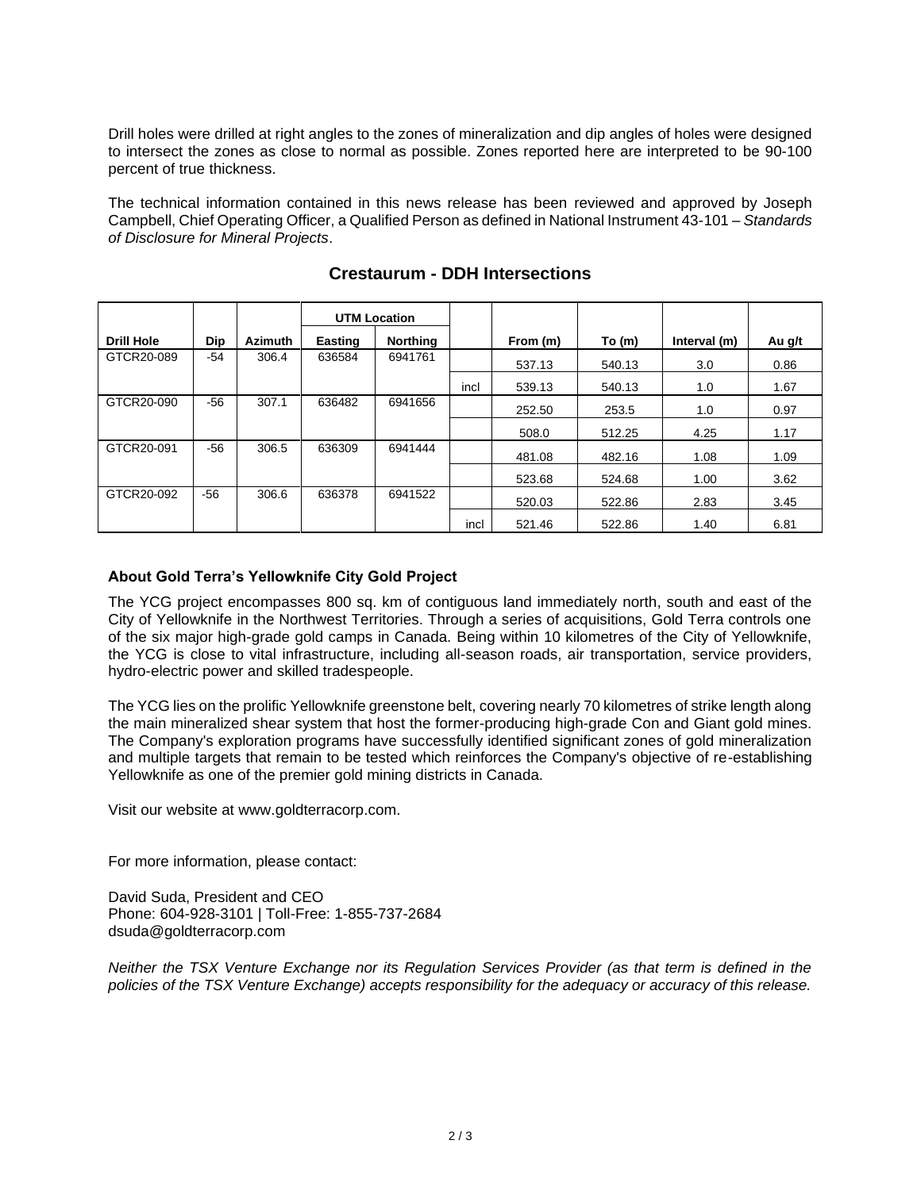Drill holes were drilled at right angles to the zones of mineralization and dip angles of holes were designed to intersect the zones as close to normal as possible. Zones reported here are interpreted to be 90-100 percent of true thickness.

The technical information contained in this news release has been reviewed and approved by Joseph Campbell, Chief Operating Officer, a Qualified Person as defined in National Instrument 43-101 – *Standards of Disclosure for Mineral Projects*.

## Crestaurum - DDH Intersections

| | | | UTM Location | | | | | | |
|---|---|---|---|---|---|---|---|---|---|
| **Drill Hole** | **Dip** | **Azimuth** | **Easting** | **Northing** | | **From (m)** | **To (m)** | **Interval (m)** | **Au g/t** |
| GTCR20-089 | -54 | 306.4 | 636584 | 6941761 | | 537.13 | 540.13 | 3.0 | 0.86 |
| | | | | | incl | 539.13 | 540.13 | 1.0 | 1.67 |
| GTCR20-090 | -56 | 307.1 | 636482 | 6941656 | | 252.50 | 253.5 | 1.0 | 0.97 |
| | | | | | | 508.0 | 512.25 | 4.25 | 1.17 |
| GTCR20-091 | -56 | 306.5 | 636309 | 6941444 | | 481.08 | 482.16 | 1.08 | 1.09 |
| | | | | | | 523.68 | 524.68 | 1.00 | 3.62 |
| GTCR20-092 | -56 | 306.6 | 636378 | 6941522 | | 520.03 | 522.86 | 2.83 | 3.45 |
| | | | | | incl | 521.46 | 522.86 | 1.40 | 6.81 |

### About Gold Terra's Yellowknife City Gold Project

The YCG project encompasses 800 sq. km of contiguous land immediately north, south and east of the City of Yellowknife in the Northwest Territories. Through a series of acquisitions, Gold Terra controls one of the six major high-grade gold camps in Canada. Being within 10 kilometres of the City of Yellowknife, the YCG is close to vital infrastructure, including all-season roads, air transportation, service providers, hydro-electric power and skilled tradespeople.

The YCG lies on the prolific Yellowknife greenstone belt, covering nearly 70 kilometres of strike length along the main mineralized shear system that host the former-producing high-grade Con and Giant gold mines. The Company's exploration programs have successfully identified significant zones of gold mineralization and multiple targets that remain to be tested which reinforces the Company's objective of re-establishing Yellowknife as one of the premier gold mining districts in Canada.

Visit our website at www.goldterracorp.com.

For more information, please contact:

David Suda, President and CEO
Phone: 604-928-3101 | Toll-Free: 1-855-737-2684
dsuda@goldterracorp.com

*Neither the TSX Venture Exchange nor its Regulation Services Provider (as that term is defined in the policies of the TSX Venture Exchange) accepts responsibility for the adequacy or accuracy of this release.*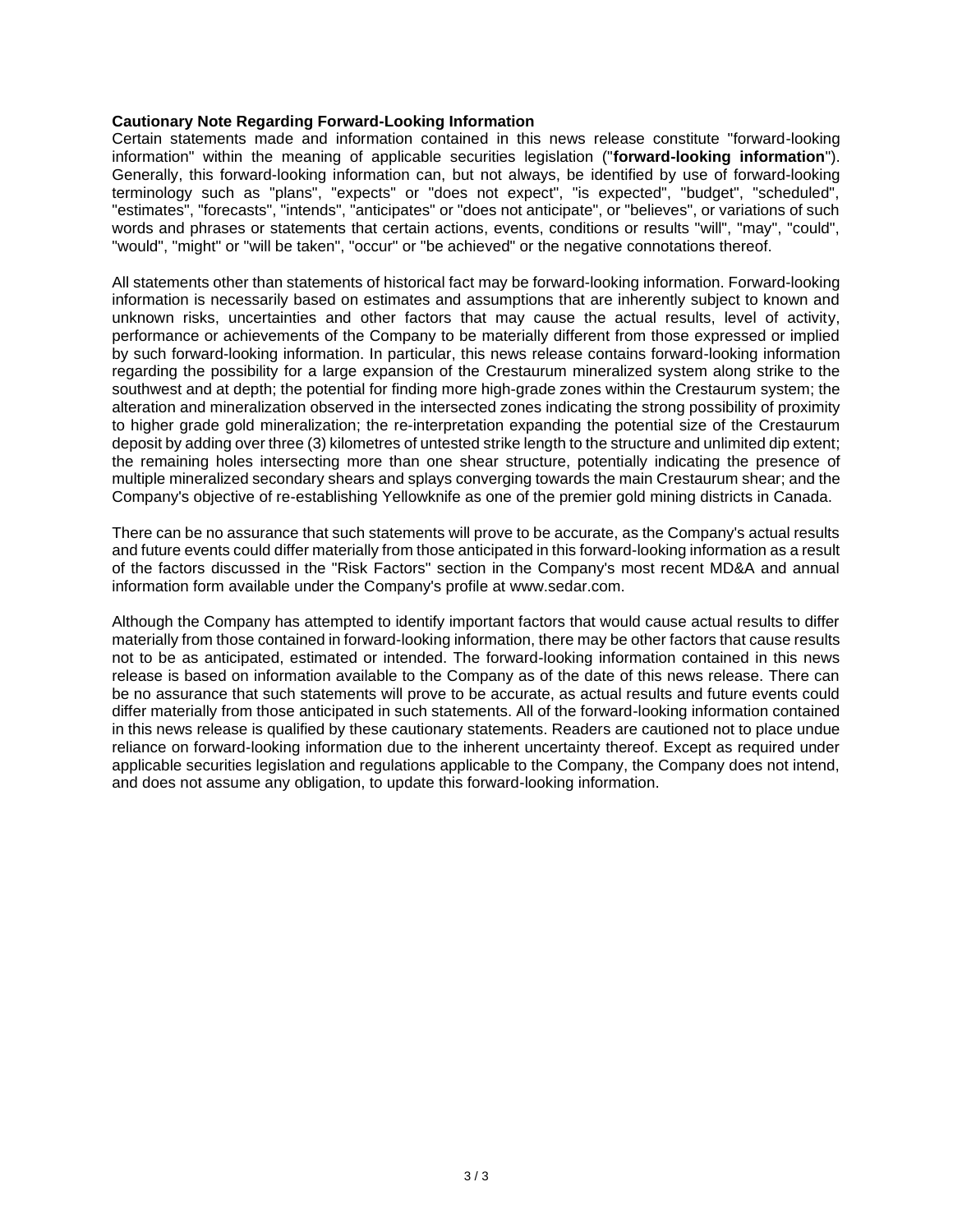**Cautionary Note Regarding Forward-Looking Information**

Certain statements made and information contained in this news release constitute "forward-looking information" within the meaning of applicable securities legislation ("**forward-looking information**"). Generally, this forward-looking information can, but not always, be identified by use of forward-looking terminology such as "plans", "expects" or "does not expect", "is expected", "budget", "scheduled", "estimates", "forecasts", "intends", "anticipates" or "does not anticipate", or "believes", or variations of such words and phrases or statements that certain actions, events, conditions or results "will", "may", "could", "would", "might" or "will be taken", "occur" or "be achieved" or the negative connotations thereof.

All statements other than statements of historical fact may be forward-looking information. Forward-looking information is necessarily based on estimates and assumptions that are inherently subject to known and unknown risks, uncertainties and other factors that may cause the actual results, level of activity, performance or achievements of the Company to be materially different from those expressed or implied by such forward-looking information. In particular, this news release contains forward-looking information regarding the possibility for a large expansion of the Crestaurum mineralized system along strike to the southwest and at depth; the potential for finding more high-grade zones within the Crestaurum system; the alteration and mineralization observed in the intersected zones indicating the strong possibility of proximity to higher grade gold mineralization; the re-interpretation expanding the potential size of the Crestaurum deposit by adding over three (3) kilometres of untested strike length to the structure and unlimited dip extent; the remaining holes intersecting more than one shear structure, potentially indicating the presence of multiple mineralized secondary shears and splays converging towards the main Crestaurum shear; and the Company's objective of re-establishing Yellowknife as one of the premier gold mining districts in Canada.

There can be no assurance that such statements will prove to be accurate, as the Company's actual results and future events could differ materially from those anticipated in this forward-looking information as a result of the factors discussed in the "Risk Factors" section in the Company's most recent MD&A and annual information form available under the Company's profile at www.sedar.com.

Although the Company has attempted to identify important factors that would cause actual results to differ materially from those contained in forward-looking information, there may be other factors that cause results not to be as anticipated, estimated or intended. The forward-looking information contained in this news release is based on information available to the Company as of the date of this news release. There can be no assurance that such statements will prove to be accurate, as actual results and future events could differ materially from those anticipated in such statements. All of the forward-looking information contained in this news release is qualified by these cautionary statements. Readers are cautioned not to place undue reliance on forward-looking information due to the inherent uncertainty thereof. Except as required under applicable securities legislation and regulations applicable to the Company, the Company does not intend, and does not assume any obligation, to update this forward-looking information.